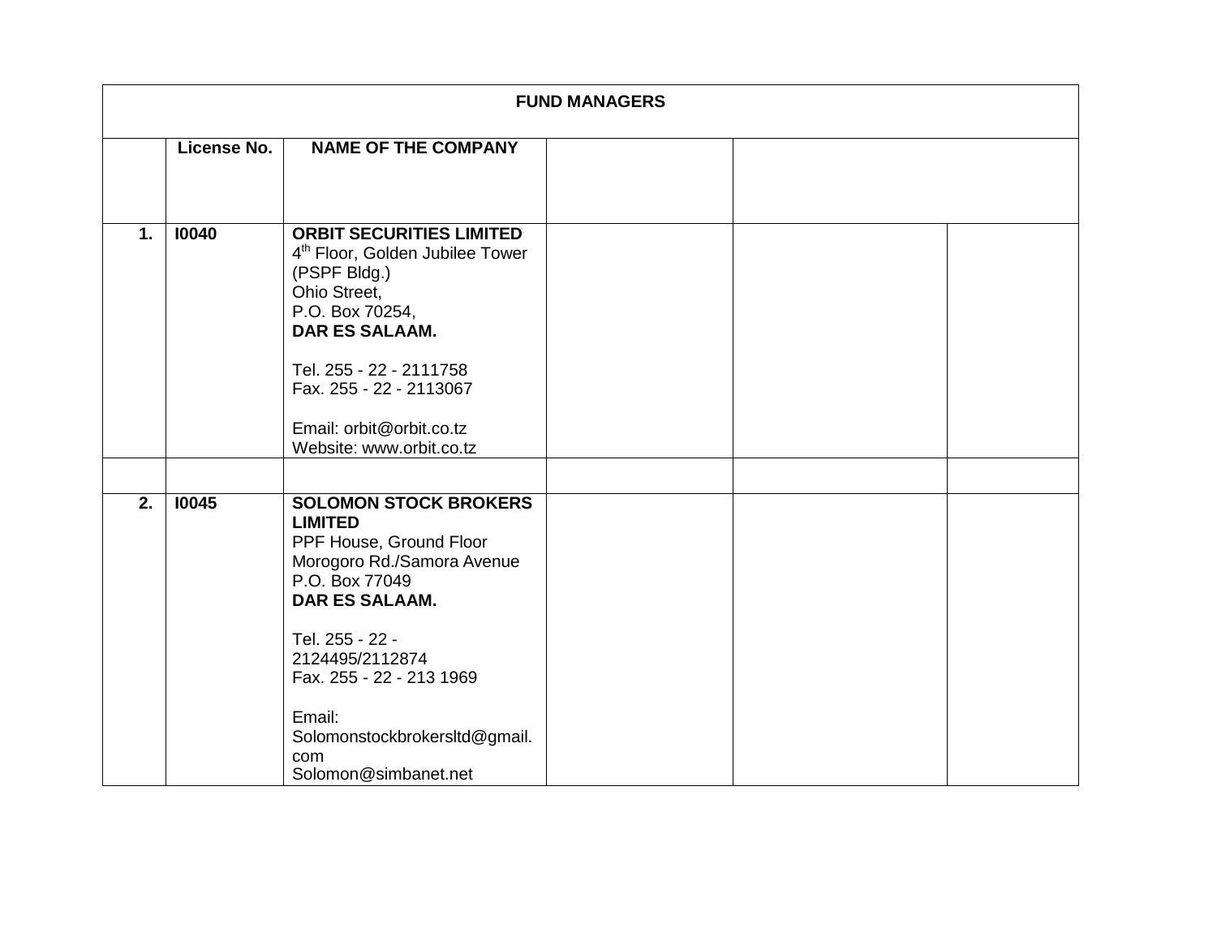| FUND MANAGERS | | | | | |
|---|---|---|---|---|---|
| | **License No.** | **NAME OF THE COMPANY** | | | |
| **1.** | **I0040** | **ORBIT SECURITIES LIMITED**<br>4th Floor, Golden Jubilee Tower (PSPF Bldg.)<br>Ohio Street,<br>P.O. Box 70254,<br>**DAR ES SALAAM.**<br><br>Tel. 255 - 22 - 2111758<br>Fax. 255 - 22 - 2113067<br><br>Email: orbit@orbit.co.tz<br>Website: www.orbit.co.tz | | | |
| | | | | | |
| **2.** | **I0045** | **SOLOMON STOCK BROKERS LIMITED**<br>PPF House, Ground Floor<br>Morogoro Rd./Samora Avenue<br>P.O. Box 77049<br>**DAR ES SALAAM.**<br><br>Tel. 255 - 22 - 2124495/2112874<br>Fax. 255 - 22 - 213 1969<br><br>Email: Solomonstockbrokersltd@gmail.com<br>Solomon@simbanet.net | | | |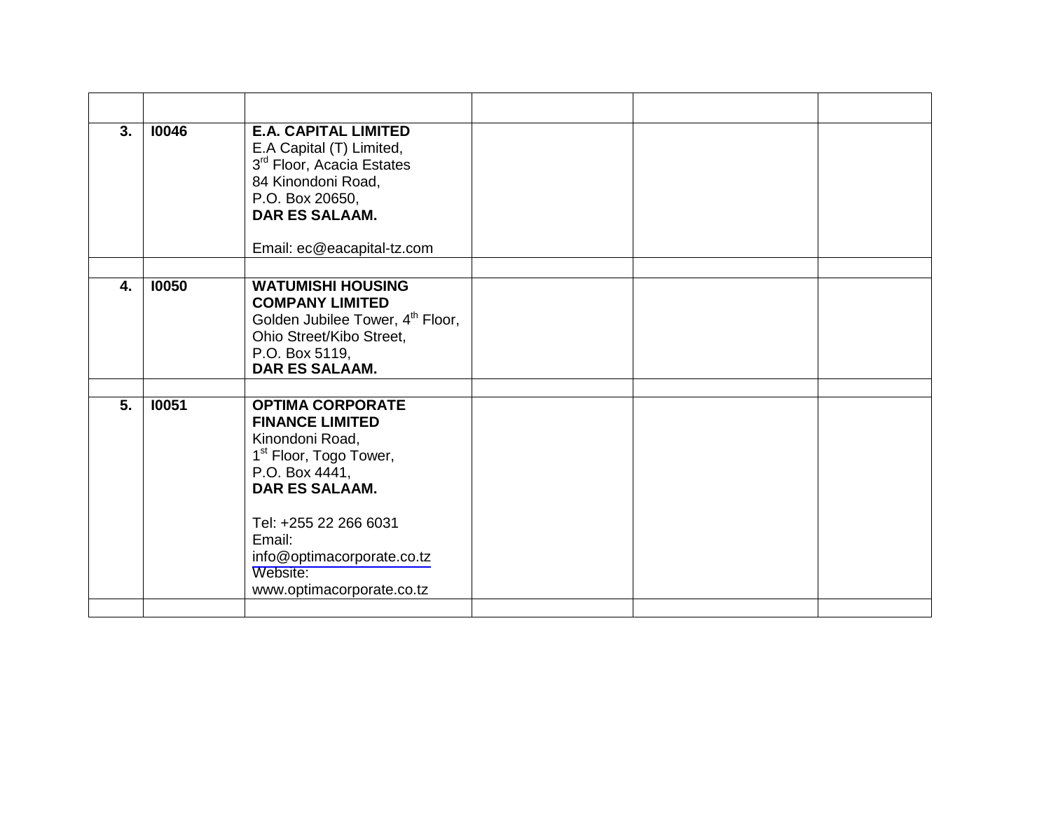| | | | | | |
|---|---|---|---|---|---|
| **3.** | **I0046** | **E.A. CAPITAL LIMITED**<br>E.A Capital (T) Limited,<br>3rd Floor, Acacia Estates<br>84 Kinondoni Road,<br>P.O. Box 20650,<br>**DAR ES SALAAM.**<br><br>Email: ec@eacapital-tz.com | | | |
| | | | | | |
| **4.** | **I0050** | **WATUMISHI HOUSING COMPANY LIMITED**<br>Golden Jubilee Tower, 4th Floor,<br>Ohio Street/Kibo Street,<br>P.O. Box 5119,<br>**DAR ES SALAAM.** | | | |
| | | | | | |
| **5.** | **I0051** | **OPTIMA CORPORATE FINANCE LIMITED**<br>Kinondoni Road,<br>1st Floor, Togo Tower,<br>P.O. Box 4441,<br>**DAR ES SALAAM.**<br><br>Tel: +255 22 266 6031<br>Email:<br>info@optimacorporate.co.tz<br>Website:<br>www.optimacorporate.co.tz | | | |
| | | | | | |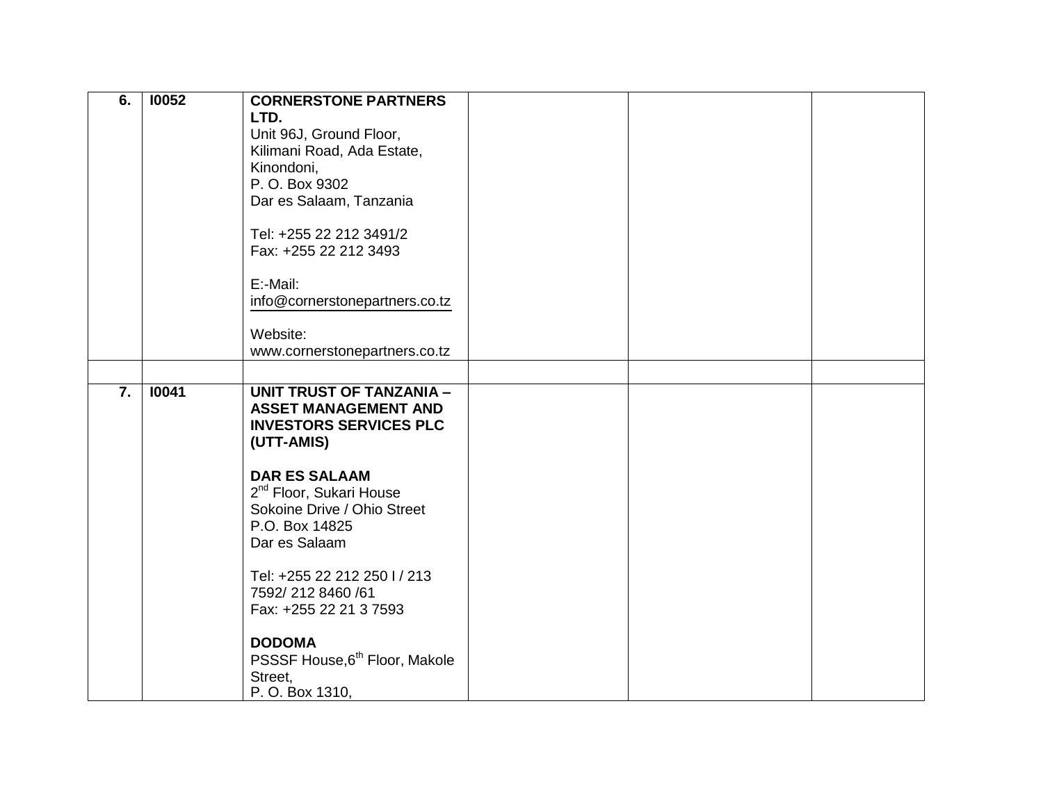| | | | | | |
|---|---|---|---|---|---|
| **6.** | **I0052** | **CORNERSTONE PARTNERS LTD.**<br>Unit 96J, Ground Floor,<br>Kilimani Road, Ada Estate,<br>Kinondoni,<br>P. O. Box 9302<br>Dar es Salaam, Tanzania<br><br>Tel: +255 22 212 3491/2<br>Fax: +255 22 212 3493<br><br>E:-Mail:<br>info@cornerstonepartners.co.tz<br><br>Website:<br>www.cornerstonepartners.co.tz | | | |
| | | | | | |
| **7.** | **I0041** | **UNIT TRUST OF TANZANIA – ASSET MANAGEMENT AND INVESTORS SERVICES PLC (UTT-AMIS)**<br><br>**DAR ES SALAAM**<br>2nd Floor, Sukari House<br>Sokoine Drive / Ohio Street<br>P.O. Box 14825<br>Dar es Salaam<br><br>Tel: +255 22 212 250 I / 213 7592/ 212 8460 /61<br>Fax: +255 22 21 3 7593<br><br>**DODOMA**<br>PSSSF House,6th Floor, Makole Street,<br>P. O. Box 1310, | | | |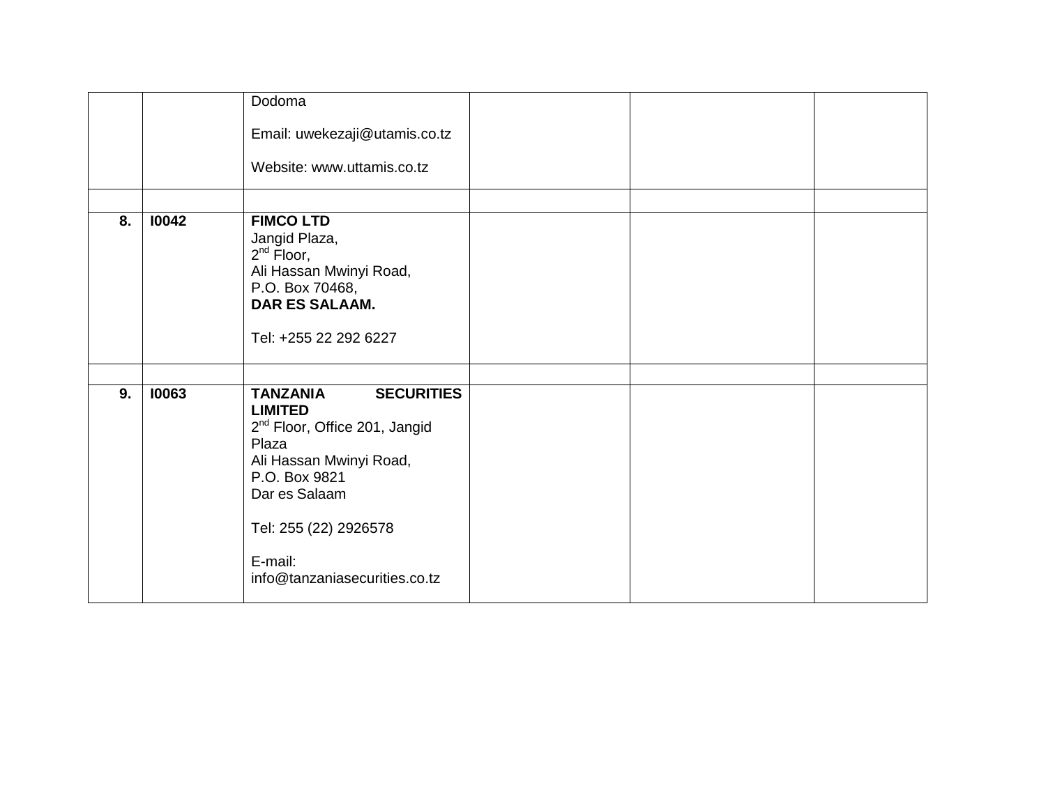| | | | | | |
|---|---|---|---|---|---|
| | | Dodoma<br><br>Email: uwekezaji@utamis.co.tz<br><br>Website: www.uttamis.co.tz | | | |
| | | | | | |
| **8.** | **I0042** | **FIMCO LTD**<br>Jangid Plaza,<br>2nd Floor,<br>Ali Hassan Mwinyi Road,<br>P.O. Box 70468,<br>**DAR ES SALAAM.**<br><br>Tel: +255 22 292 6227 | | | |
| | | | | | |
| **9.** | **I0063** | **TANZANIA SECURITIES LIMITED**<br>2nd Floor, Office 201, Jangid Plaza<br>Ali Hassan Mwinyi Road,<br>P.O. Box 9821<br>Dar es Salaam<br><br>Tel: 255 (22) 2926578<br><br>E-mail:<br>info@tanzaniasecurities.co.tz | | | |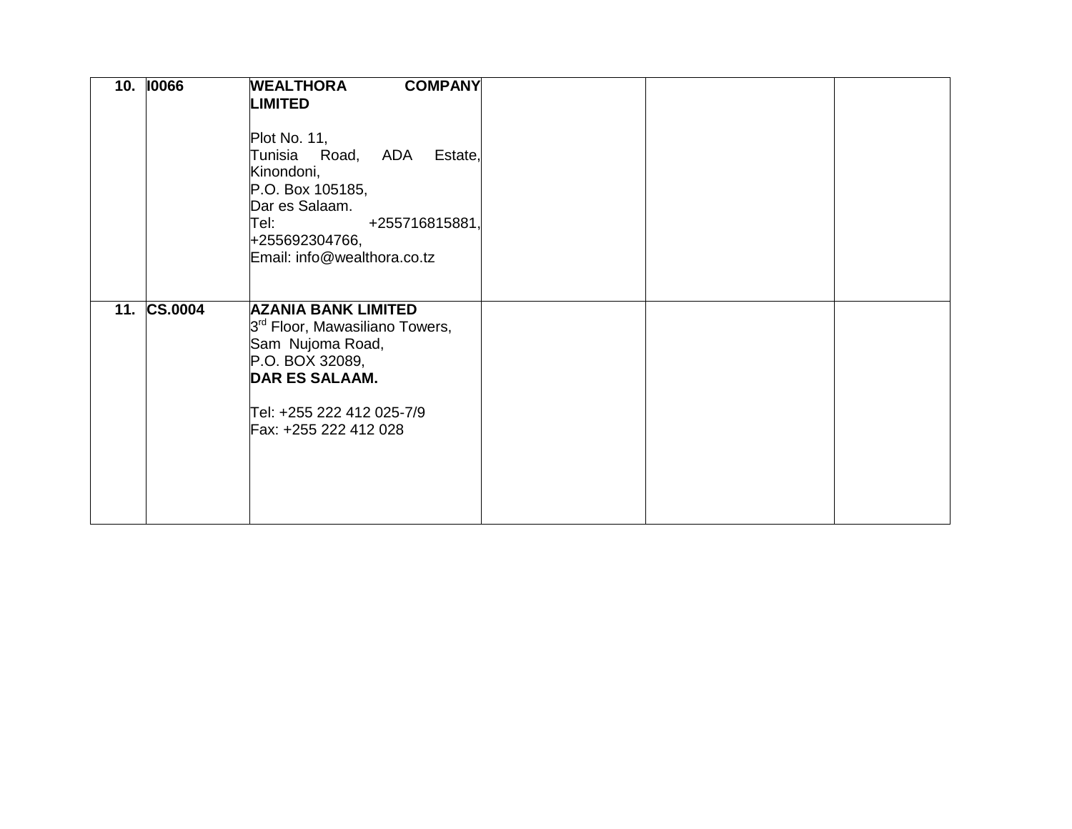| | | | | | |
|---|---|---|---|---|---|
| 10. | **I0066** | **WEALTHORA COMPANY LIMITED**<br><br>Plot No. 11,<br>Tunisia Road, ADA Estate, Kinondoni,<br>P.O. Box 105185,<br>Dar es Salaam.<br>Tel: +255716815881, +255692304766,<br>Email: info@wealthora.co.tz | | | |
| 11. | **CS.0004** | **AZANIA BANK LIMITED**<br>3rd Floor, Mawasiliano Towers,<br>Sam Nujoma Road,<br>P.O. BOX 32089,<br>**DAR ES SALAAM.**<br><br>Tel: +255 222 412 025-7/9<br>Fax: +255 222 412 028 | | | |